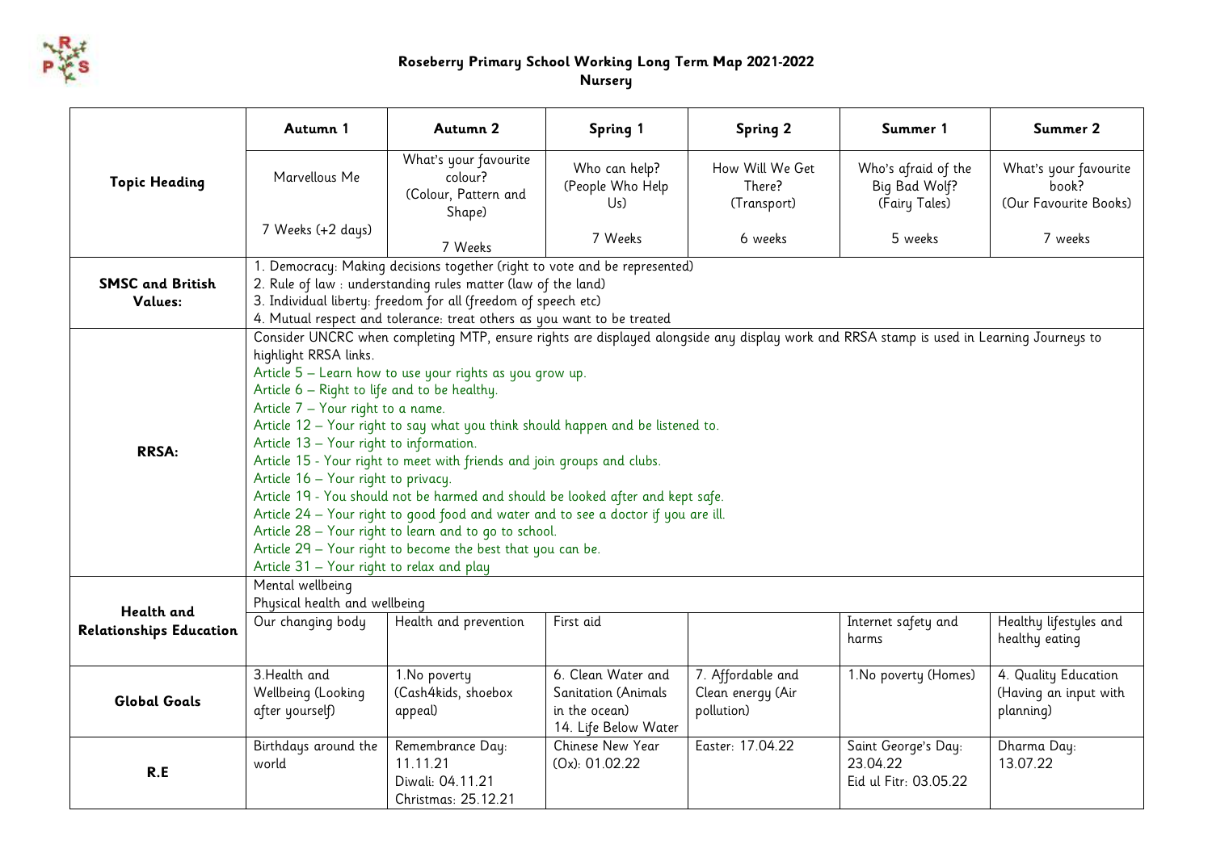# Roseberry Primary School Working Long Term Map 2021-2022

## Nursery

| | Autumn 1 | Autumn 2 | Spring 1 | Spring 2 | Summer 1 | Summer 2 |
|---|---|---|---|---|---|---|
| **Topic Heading** | Marvellous Me<br><br>7 Weeks (+2 days) | What's your favourite colour? (Colour, Pattern and Shape)<br><br>7 Weeks | Who can help? (People Who Help Us)<br><br>7 Weeks | How Will We Get There? (Transport)<br><br>6 weeks | Who's afraid of the Big Bad Wolf? (Fairy Tales)<br><br>5 weeks | What's your favourite book? (Our Favourite Books)<br><br>7 weeks |
| **SMSC and British Values:** | 1. Democracy: Making decisions together (right to vote and be represented)<br>2. Rule of law : understanding rules matter (law of the land)<br>3. Individual liberty: freedom for all (freedom of speech etc)<br>4. Mutual respect and tolerance: treat others as you want to be treated | | | | | |
| **RRSA:** | Consider UNCRC when completing MTP, ensure rights are displayed alongside any display work and RRSA stamp is used in Learning Journeys to highlight RRSA links.<br>Article 5 – Learn how to use your rights as you grow up.<br>Article 6 – Right to life and to be healthy.<br>Article 7 – Your right to a name.<br>Article 12 – Your right to say what you think should happen and be listened to.<br>Article 13 – Your right to information.<br>Article 15 - Your right to meet with friends and join groups and clubs.<br>Article 16 – Your right to privacy.<br>Article 19 - You should not be harmed and should be looked after and kept safe.<br>Article 24 – Your right to good food and water and to see a doctor if you are ill.<br>Article 28 – Your right to learn and to go to school.<br>Article 29 – Your right to become the best that you can be.<br>Article 31 – Your right to relax and play | | | | | |
| **Health and Relationships Education** | Mental wellbeing<br>Physical health and wellbeing | | | | | |
| | Our changing body | Health and prevention | First aid | | Internet safety and harms | Healthy lifestyles and healthy eating |
| **Global Goals** | 3.Health and Wellbeing (Looking after yourself) | 1.No poverty (Cash4kids, shoebox appeal) | 6. Clean Water and Sanitation (Animals in the ocean)<br>14. Life Below Water | 7. Affordable and Clean energy (Air pollution) | 1.No poverty (Homes) | 4. Quality Education (Having an input with planning) |
| **R.E** | Birthdays around the world | Remembrance Day: 11.11.21<br>Diwali: 04.11.21<br>Christmas: 25.12.21 | Chinese New Year (Ox): 01.02.22 | Easter: 17.04.22 | Saint George's Day: 23.04.22<br>Eid ul Fitr: 03.05.22 | Dharma Day: 13.07.22 |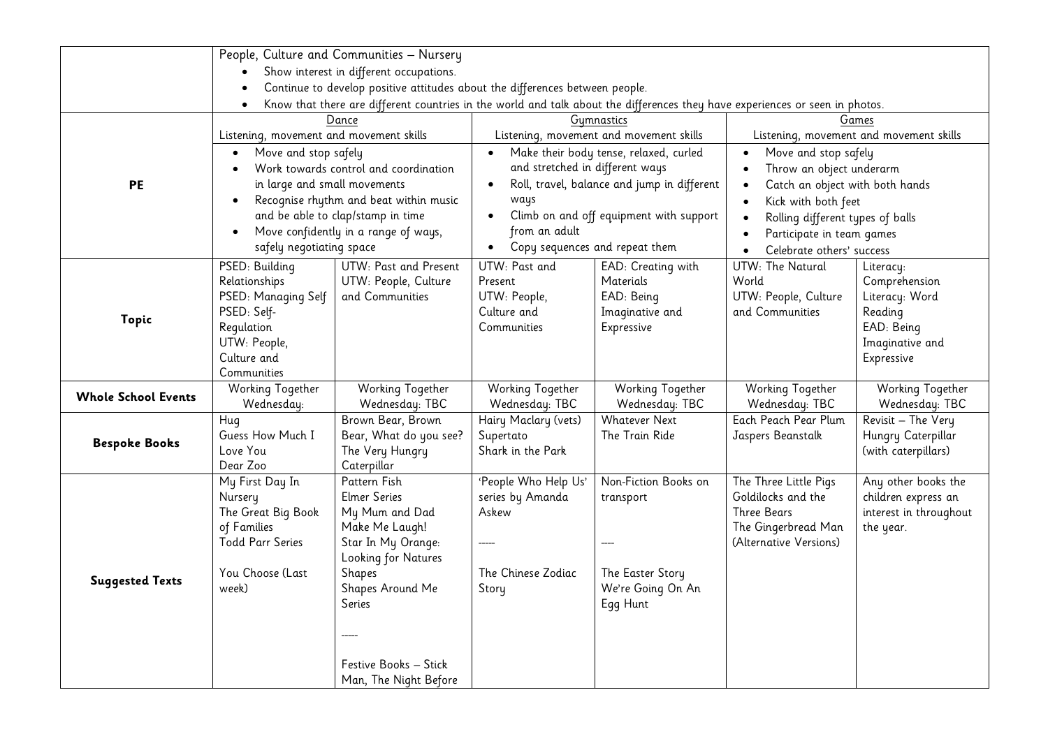| | | | | | | |
|---|---|---|---|---|---|---|
| | People, Culture and Communities – Nursery<br>• Show interest in different occupations.<br>• Continue to develop positive attitudes about the differences between people.<br>• Know that there are different countries in the world and talk about the differences they have experiences or seen in photos. | | | | | |
| **PE** | Dance<br>Listening, movement and movement skills<br>• Move and stop safely<br>• Work towards control and coordination in large and small movements<br>• Recognise rhythm and beat within music and be able to clap/stamp in time<br>• Move confidently in a range of ways, safely negotiating space | | Gymnastics<br>Listening, movement and movement skills<br>• Make their body tense, relaxed, curled and stretched in different ways<br>• Roll, travel, balance and jump in different ways<br>• Climb on and off equipment with support from an adult<br>• Copy sequences and repeat them | | Games<br>Listening, movement and movement skills<br>• Move and stop safely<br>• Throw an object underarm<br>• Catch an object with both hands<br>• Kick with both feet<br>• Rolling different types of balls<br>• Participate in team games<br>• Celebrate others' success | |
| **Topic** | PSED: Building Relationships<br>PSED: Managing Self<br>PSED: Self-Regulation<br>UTW: People, Culture and Communities | UTW: Past and Present<br>UTW: People, Culture and Communities | UTW: Past and Present<br>UTW: People, Culture and Communities | EAD: Creating with Materials<br>EAD: Being Imaginative and Expressive | UTW: The Natural World<br>UTW: People, Culture and Communities | Literacy: Comprehension<br>Literacy: Word Reading<br>EAD: Being Imaginative and Expressive |
| **Whole School Events** | Working Together Wednesday: | Working Together Wednesday: TBC | Working Together Wednesday: TBC | Working Together Wednesday: TBC | Working Together Wednesday: TBC | Working Together Wednesday: TBC |
| **Bespoke Books** | Hug<br>Guess How Much I Love You<br>Dear Zoo | Brown Bear, Brown Bear, What do you see?<br>The Very Hungry Caterpillar | Hairy Maclary (vets)<br>Supertato<br>Shark in the Park | Whatever Next<br>The Train Ride | Each Peach Pear Plum<br>Jaspers Beanstalk | Revisit – The Very Hungry Caterpillar (with caterpillars) |
| **Suggested Texts** | My First Day In Nursery<br>The Great Big Book of Families<br>Todd Parr Series<br><br>You Choose (Last week) | Pattern Fish<br>Elmer Series<br>My Mum and Dad Make Me Laugh!<br>Star In My Orange: Looking for Natures Shapes<br>Shapes Around Me Series<br><br>-----<br><br>Festive Books – Stick Man, The Night Before | 'People Who Help Us' series by Amanda Askew<br><br>-----<br><br>The Chinese Zodiac Story | Non-Fiction Books on transport<br><br>----<br><br>The Easter Story<br>We're Going On An Egg Hunt | The Three Little Pigs<br>Goldilocks and the Three Bears<br>The Gingerbread Man<br>(Alternative Versions) | Any other books the children express an interest in throughout the year. |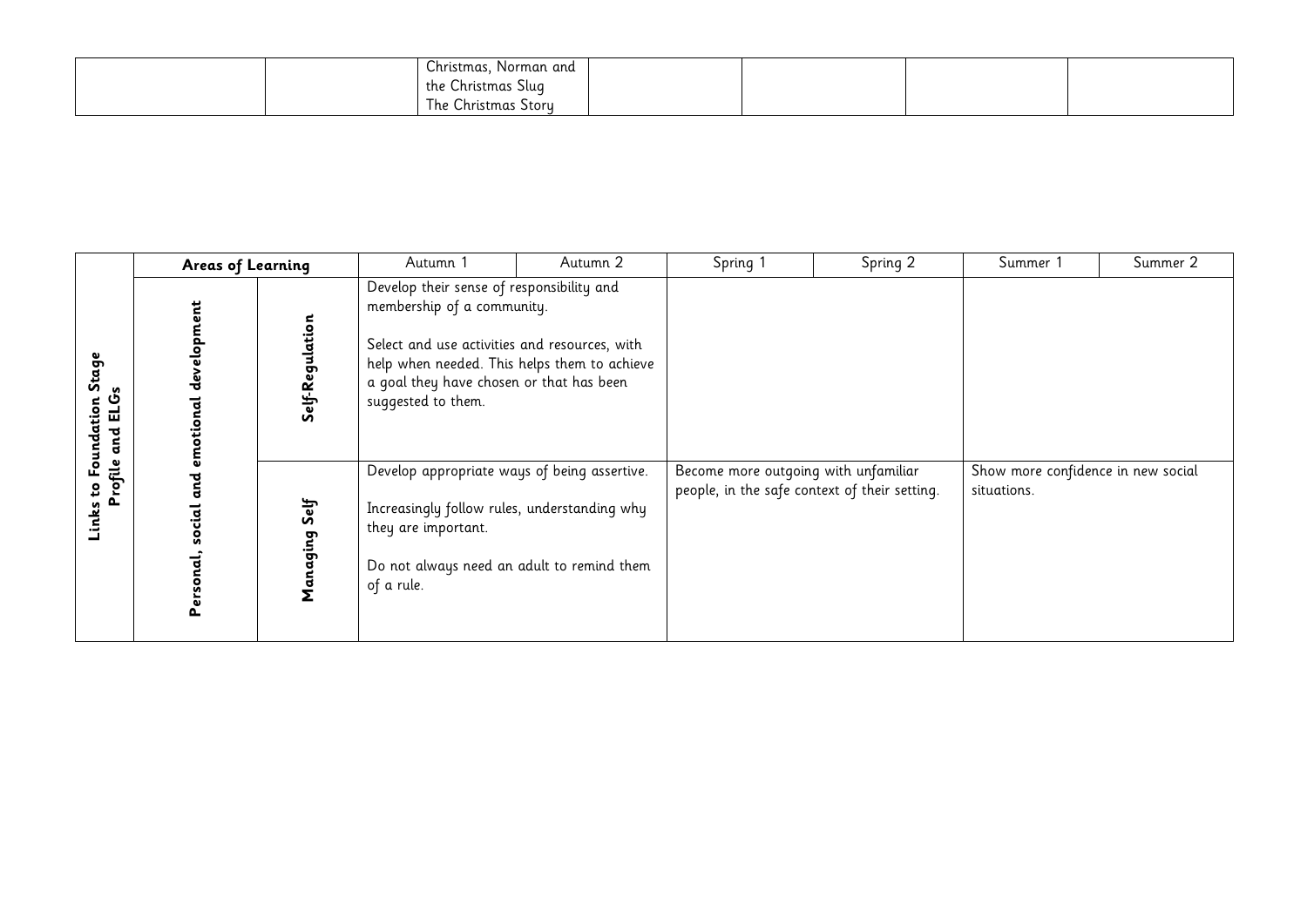|  |  | Christmas, Norman and the Christmas Slug<br>The Christmas Story |  |  |  |  |
|---|---|---|---|---|---|---|

| Links to Foundation Stage Profile and ELGs | Areas of Learning | | Autumn 1 | Autumn 2 | Spring 1 | Spring 2 | Summer 1 | Summer 2 |
|---|---|---|---|---|---|---|---|---|
| | **Personal, social and emotional development** | **Self-Regulation** | Develop their sense of responsibility and membership of a community.<br><br>Select and use activities and resources, with help when needed. This helps them to achieve a goal they have chosen or that has been suggested to them. | | | | | |
| | | **Managing Self** | Develop appropriate ways of being assertive.<br><br>Increasingly follow rules, understanding why they are important.<br><br>Do not always need an adult to remind them of a rule. | | Become more outgoing with unfamiliar people, in the safe context of their setting. | | Show more confidence in new social situations. | |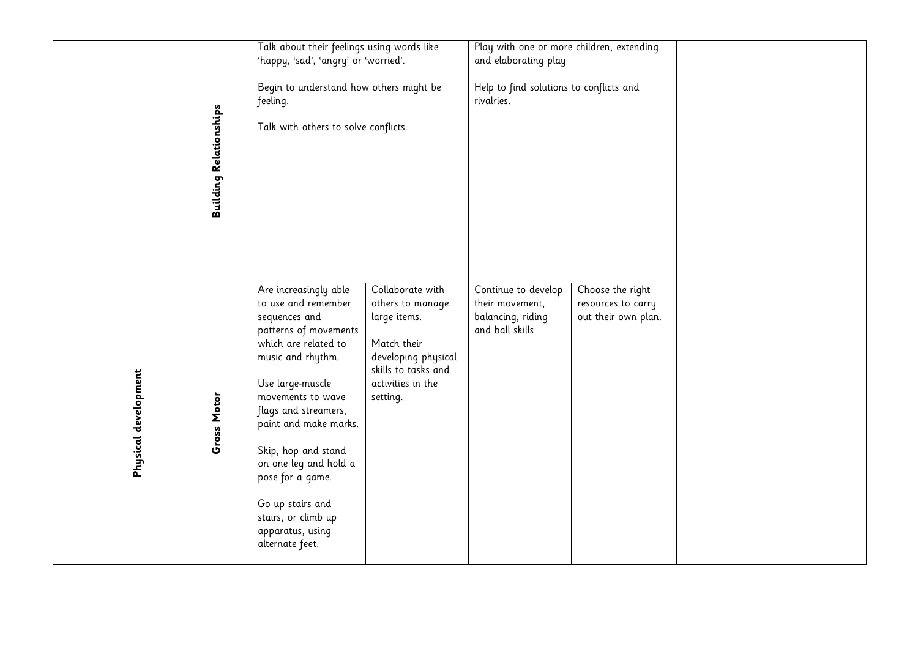| | | | | | | | | |
|---|---|---|---|---|---|---|---|---|
| | | **Building Relationships** | Talk about their feelings using words like 'happy, 'sad', 'angry' or 'worried'.<br><br>Begin to understand how others might be feeling.<br><br>Talk with others to solve conflicts. | | Play with one or more children, extending and elaborating play<br><br>Help to find solutions to conflicts and rivalries. | | | |
| | **Physical development** | **Gross Motor** | Are increasingly able to use and remember sequences and patterns of movements which are related to music and rhythm.<br><br>Use large-muscle movements to wave flags and streamers, paint and make marks.<br><br>Skip, hop and stand on one leg and hold a pose for a game.<br><br>Go up stairs and stairs, or climb up apparatus, using alternate feet. | Collaborate with others to manage large items.<br><br>Match their developing physical skills to tasks and activities in the setting. | Continue to develop their movement, balancing, riding and ball skills. | Choose the right resources to carry out their own plan. | | |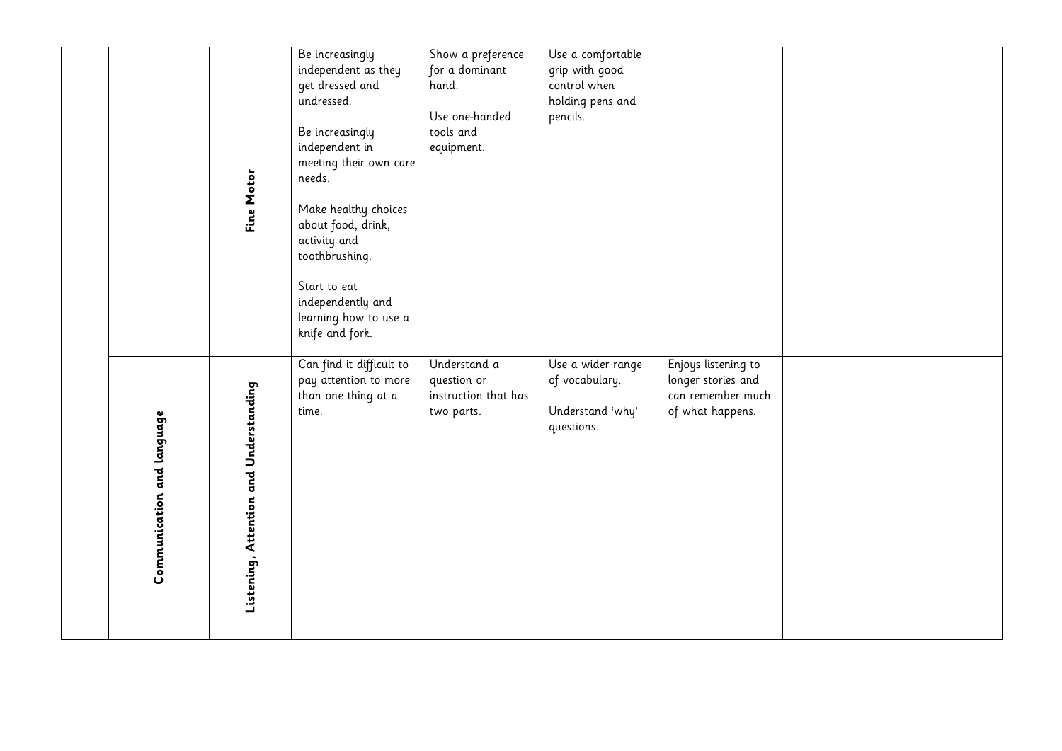|  |  |  |  |  |  |  |  |
|---|---|---|---|---|---|---|---|
|  |  | Fine Motor | Be increasingly independent as they get dressed and undressed.<br><br>Be increasingly independent in meeting their own care needs.<br><br>Make healthy choices about food, drink, activity and toothbrushing.<br><br>Start to eat independently and learning how to use a knife and fork. | Show a preference for a dominant hand.<br><br>Use one-handed tools and equipment. | Use a comfortable grip with good control when holding pens and pencils. |  |  |  |
|  | Communication and language | Listening, Attention and Understanding | Can find it difficult to pay attention to more than one thing at a time. | Understand a question or instruction that has two parts. | Use a wider range of vocabulary.<br><br>Understand 'why' questions. | Enjoys listening to longer stories and can remember much of what happens. |  |  |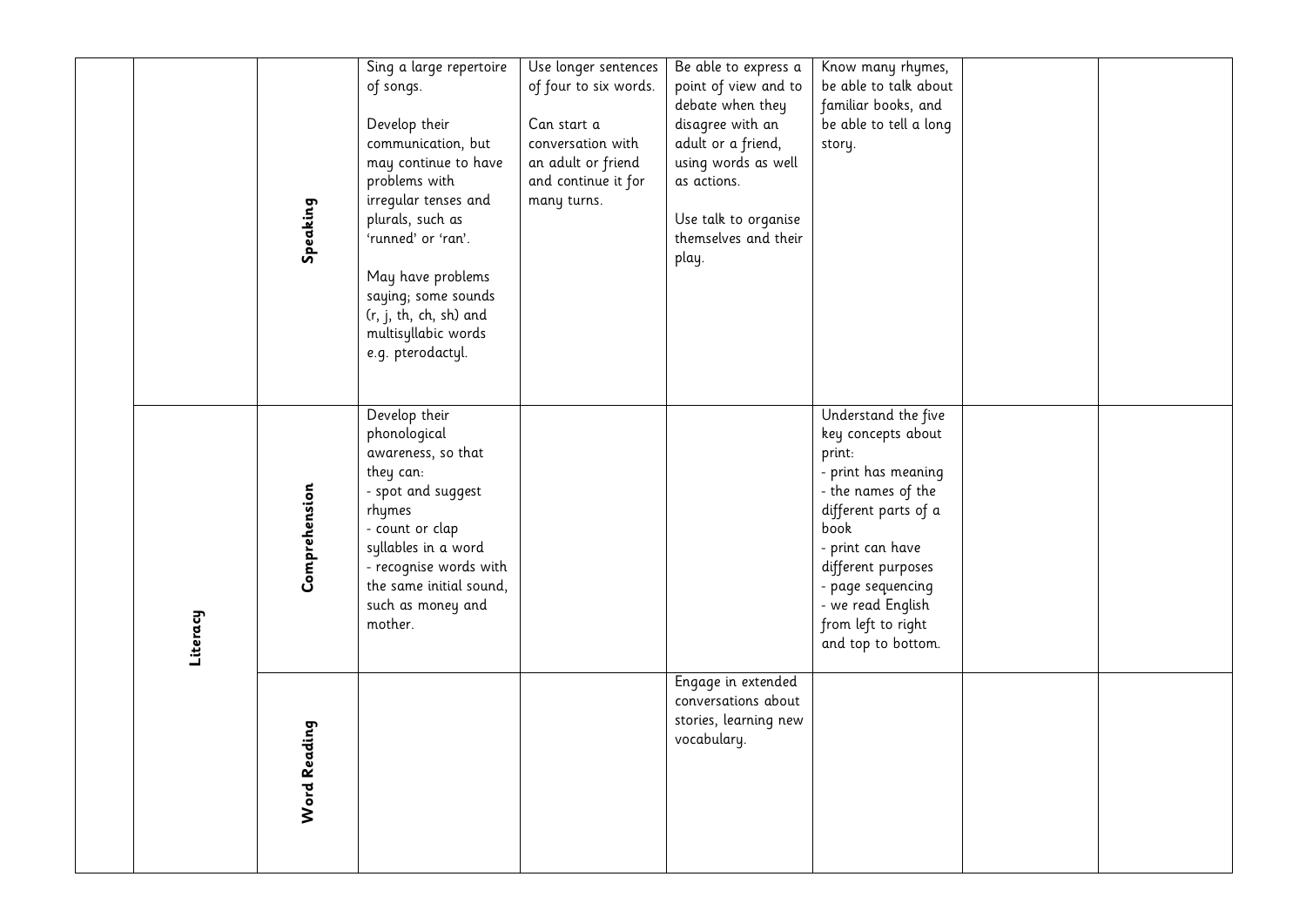| | | | | | | | | |
|---|---|---|---|---|---|---|---|---|
| | | Speaking | Sing a large repertoire of songs.<br><br>Develop their communication, but may continue to have problems with irregular tenses and plurals, such as 'runned' or 'ran'.<br><br>May have problems saying; some sounds (r, j, th, ch, sh) and multisyllabic words e.g. pterodactyl. | Use longer sentences of four to six words.<br><br>Can start a conversation with an adult or friend and continue it for many turns. | Be able to express a point of view and to debate when they disagree with an adult or a friend, using words as well as actions.<br><br>Use talk to organise themselves and their play. | Know many rhymes, be able to talk about familiar books, and be able to tell a long story. | | |
| | Literacy | Comprehension | Develop their phonological awareness, so that they can:<br>- spot and suggest rhymes<br>- count or clap syllables in a word<br>- recognise words with the same initial sound, such as money and mother. | | | Understand the five key concepts about print:<br>- print has meaning<br>- the names of the different parts of a book<br>- print can have different purposes<br>- page sequencing<br>- we read English from left to right and top to bottom. | | |
| | | Word Reading | | | Engage in extended conversations about stories, learning new vocabulary. | | | |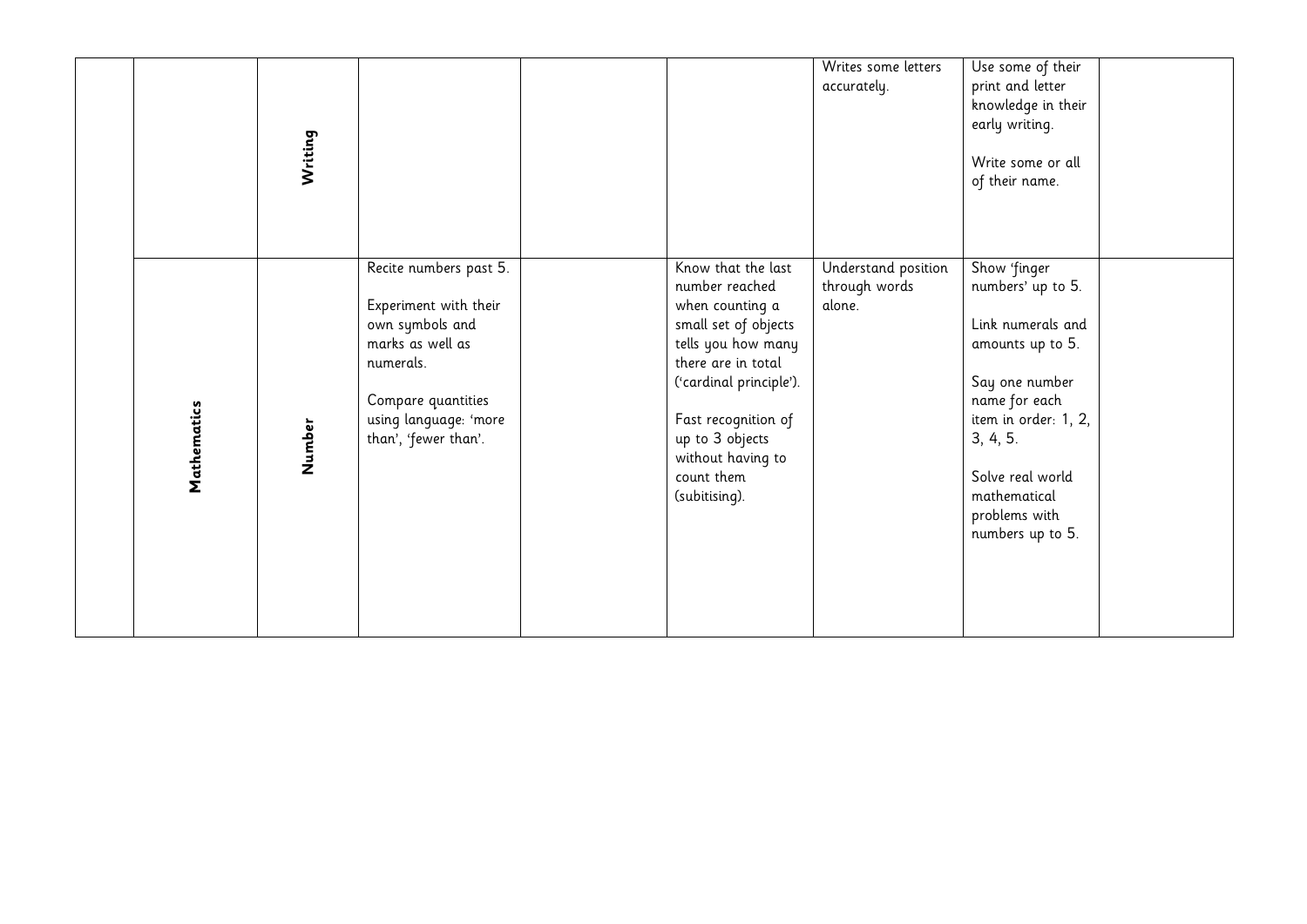|  |  |  |  |  |  |  |  |  |
|---|---|---|---|---|---|---|---|---|
|  |  | **Writing** |  |  |  | Writes some letters accurately. | Use some of their print and letter knowledge in their early writing.<br><br>Write some or all of their name. |  |
|  | **Mathematics** | **Number** | Recite numbers past 5.<br><br>Experiment with their own symbols and marks as well as numerals.<br><br>Compare quantities using language: 'more than', 'fewer than'. |  | Know that the last number reached when counting a small set of objects tells you how many there are in total ('cardinal principle').<br><br>Fast recognition of up to 3 objects without having to count them (subitising). | Understand position through words alone. | Show 'finger numbers' up to 5.<br><br>Link numerals and amounts up to 5.<br><br>Say one number name for each item in order: 1, 2, 3, 4, 5.<br><br>Solve real world mathematical problems with numbers up to 5. |  |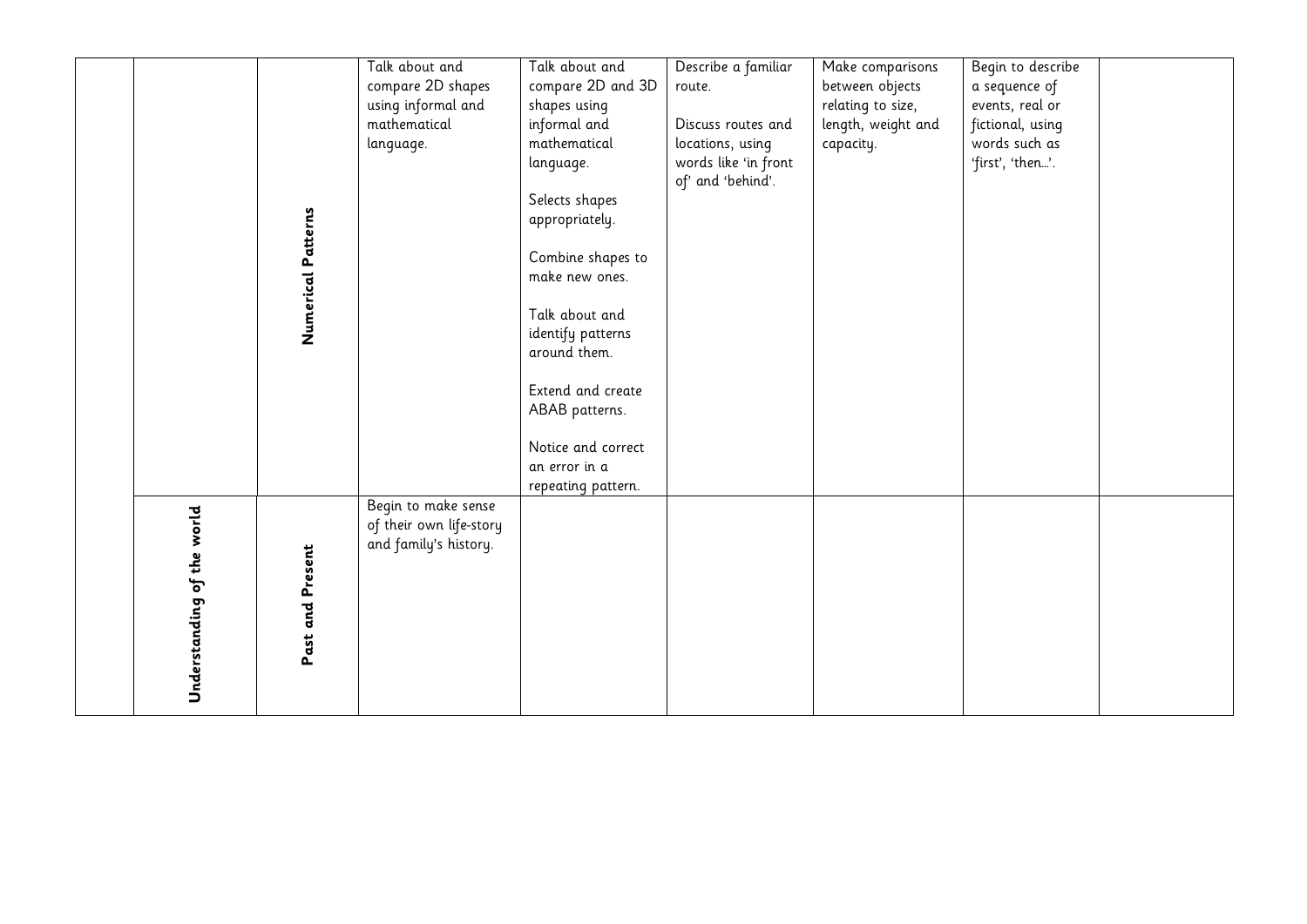| | | | | | | | | |
|---|---|---|---|---|---|---|---|---|
| | | **Numerical Patterns** | Talk about and compare 2D shapes using informal and mathematical language. | Talk about and compare 2D and 3D shapes using informal and mathematical language.<br><br>Selects shapes appropriately.<br><br>Combine shapes to make new ones.<br><br>Talk about and identify patterns around them.<br><br>Extend and create ABAB patterns.<br><br>Notice and correct an error in a repeating pattern. | Describe a familiar route.<br><br>Discuss routes and locations, using words like 'in front of' and 'behind'. | Make comparisons between objects relating to size, length, weight and capacity. | Begin to describe a sequence of events, real or fictional, using words such as 'first', 'then...'. | |
| | **Understanding of the world** | **Past and Present** | Begin to make sense of their own life-story and family's history. | | | | | |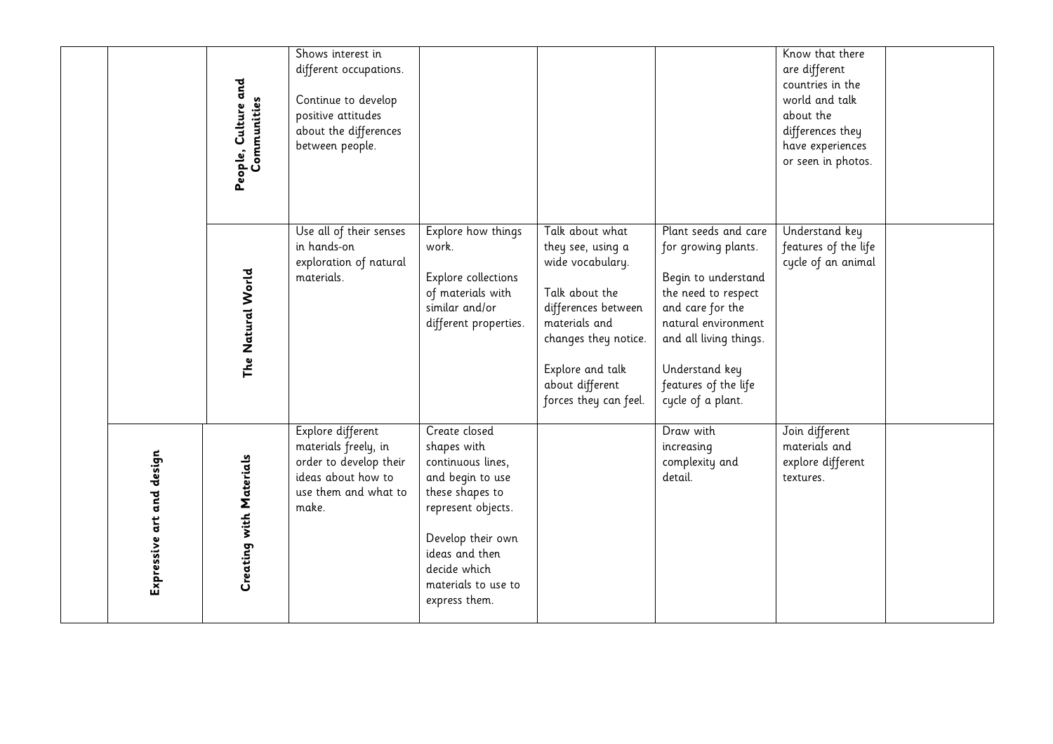| | | | | | | | | |
|---|---|---|---|---|---|---|---|---|
| | | **People, Culture and Communities** | Shows interest in different occupations.<br><br>Continue to develop positive attitudes about the differences between people. | | | | Know that there are different countries in the world and talk about the differences they have experiences or seen in photos. | |
| | | **The Natural World** | Use all of their senses in hands-on exploration of natural materials. | Explore how things work.<br><br>Explore collections of materials with similar and/or different properties. | Talk about what they see, using a wide vocabulary.<br><br>Talk about the differences between materials and changes they notice.<br><br>Explore and talk about different forces they can feel. | Plant seeds and care for growing plants.<br><br>Begin to understand the need to respect and care for the natural environment and all living things.<br><br>Understand key features of the life cycle of a plant. | Understand key features of the life cycle of an animal | |
| | **Expressive art and design** | **Creating with Materials** | Explore different materials freely, in order to develop their ideas about how to use them and what to make. | Create closed shapes with continuous lines, and begin to use these shapes to represent objects.<br><br>Develop their own ideas and then decide which materials to use to express them. | | Draw with increasing complexity and detail. | Join different materials and explore different textures. | |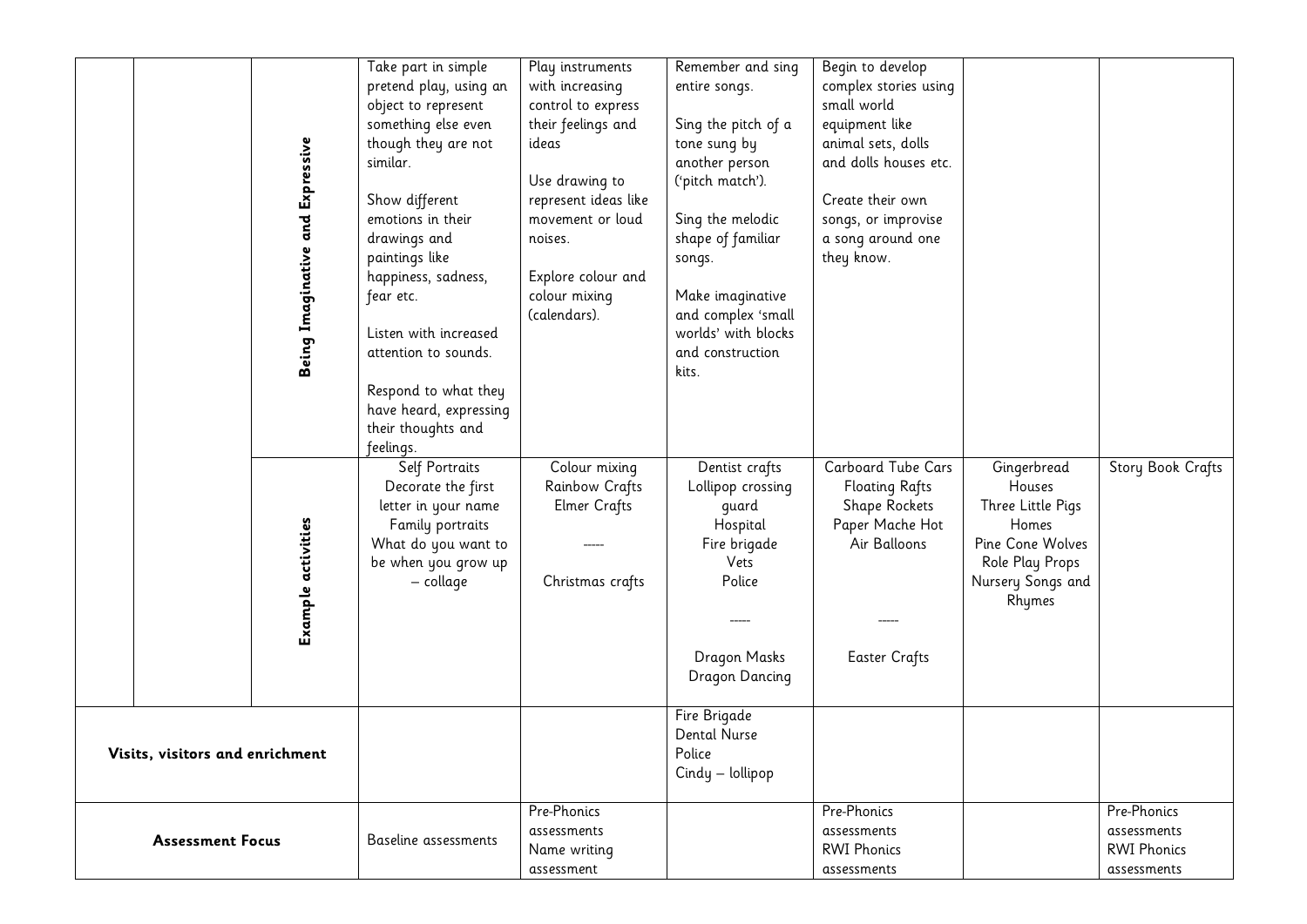| | | | | | | | | |
|---|---|---|---|---|---|---|---|---|
| | | **Being Imaginative and Expressive** | Take part in simple pretend play, using an object to represent something else even though they are not similar.<br><br>Show different emotions in their drawings and paintings like happiness, sadness, fear etc.<br><br>Listen with increased attention to sounds.<br><br>Respond to what they have heard, expressing their thoughts and feelings. | Play instruments with increasing control to express their feelings and ideas<br><br>Use drawing to represent ideas like movement or loud noises.<br><br>Explore colour and colour mixing (calendars). | Remember and sing entire songs.<br><br>Sing the pitch of a tone sung by another person ('pitch match').<br><br>Sing the melodic shape of familiar songs.<br><br>Make imaginative and complex 'small worlds' with blocks and construction kits. | Begin to develop complex stories using small world equipment like animal sets, dolls and dolls houses etc.<br><br>Create their own songs, or improvise a song around one they know. | | |
| | | **Example activities** | Self Portraits<br>Decorate the first letter in your name<br>Family portraits<br>What do you want to be when you grow up – collage | Colour mixing<br>Rainbow Crafts<br>Elmer Crafts<br><br>-----<br><br>Christmas crafts | Dentist crafts<br>Lollipop crossing guard<br>Hospital<br>Fire brigade<br>Vets<br>Police<br><br>-----<br><br>Dragon Masks<br>Dragon Dancing | Carboard Tube Cars<br>Floating Rafts<br>Shape Rockets<br>Paper Mache Hot Air Balloons<br><br>-----<br><br>Easter Crafts | Gingerbread Houses<br>Three Little Pigs Homes<br>Pine Cone Wolves<br>Role Play Props<br>Nursery Songs and Rhymes | Story Book Crafts |
| **Visits, visitors and enrichment** | | | | | Fire Brigade<br>Dental Nurse<br>Police<br>Cindy – lollipop | | | |
| **Assessment Focus** | | | Baseline assessments | Pre-Phonics assessments<br>Name writing assessment | | Pre-Phonics assessments<br>RWI Phonics assessments | | Pre-Phonics assessments<br>RWI Phonics assessments |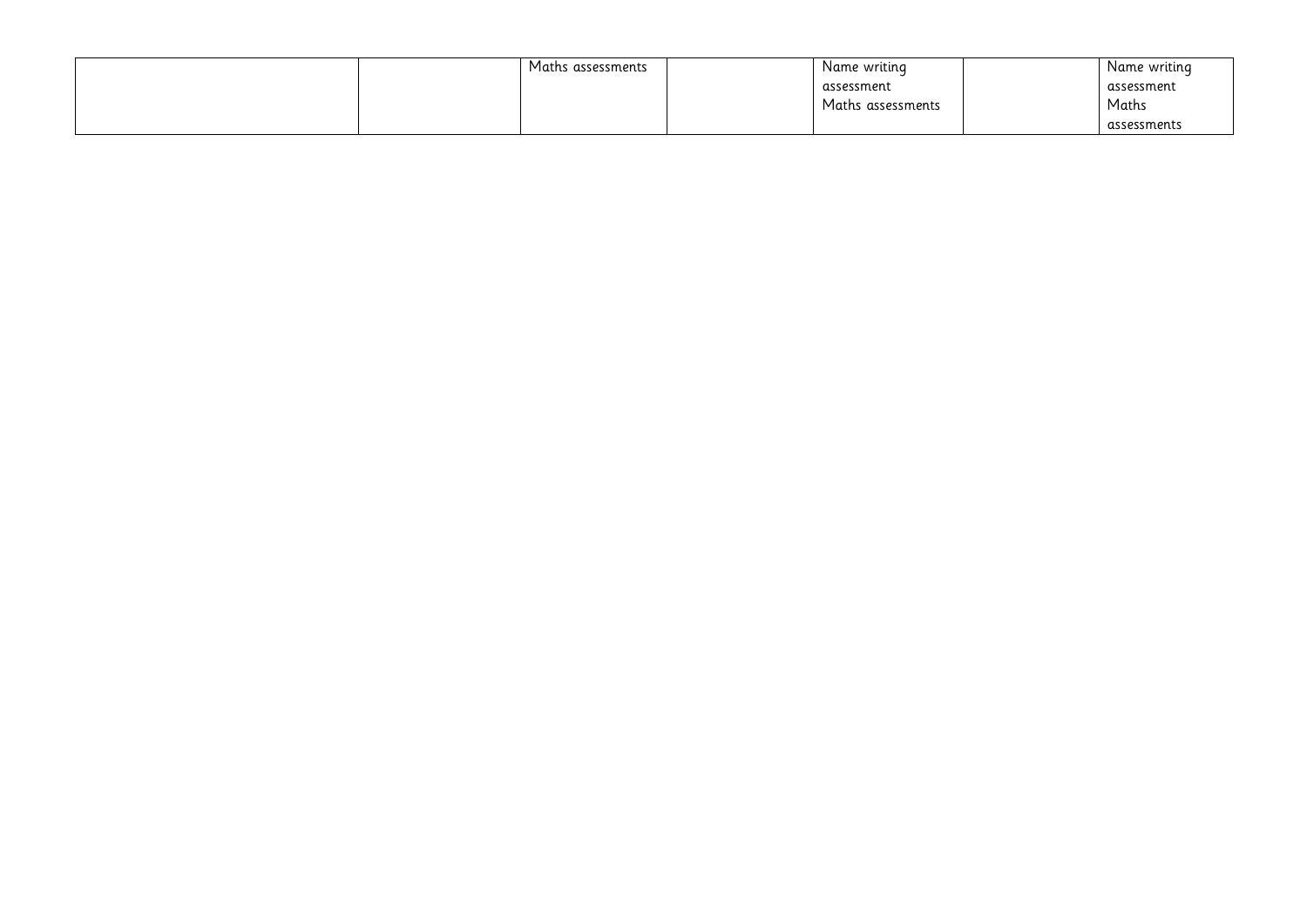| | | | | | | |
|---|---|---|---|---|---|---|
| | | Maths assessments | | Name writing assessment<br>Maths assessments | | Name writing assessment<br>Maths assessments |